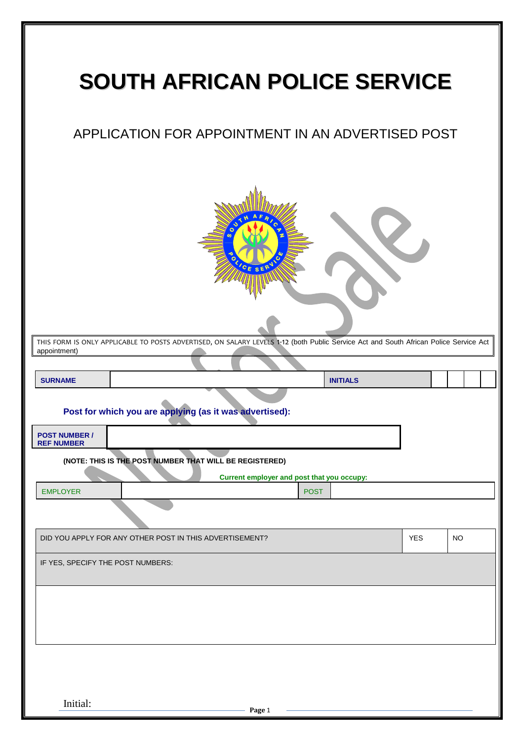# SOUTH AFRICAN POLICE SERVICE

## APPLICATION FOR APPOINTMENT IN AN ADVERTISED POST

THIS FORM IS ONLY APPLICABLE TO POSTS ADVERTISED, ON SALARY LEVELS 1-12 (both Public Service Act and South African Police Service Act appointment)

| SURNAME | | INITIALS | | | | |
|---|---|---|---|---|---|---|

**Post for which you are applying (as it was advertised):**

| POST NUMBER / REF NUMBER | |
|---|---|

**(NOTE: THIS IS THE POST NUMBER THAT WILL BE REGISTERED)**

**Current employer and post that you occupy:**

| EMPLOYER | | POST | |
|---|---|---|---|

| DID YOU APPLY FOR ANY OTHER POST IN THIS ADVERTISEMENT? | YES | NO |
|---|---|---|
| IF YES, SPECIFY THE POST NUMBERS: | | |
| | | |

Initial: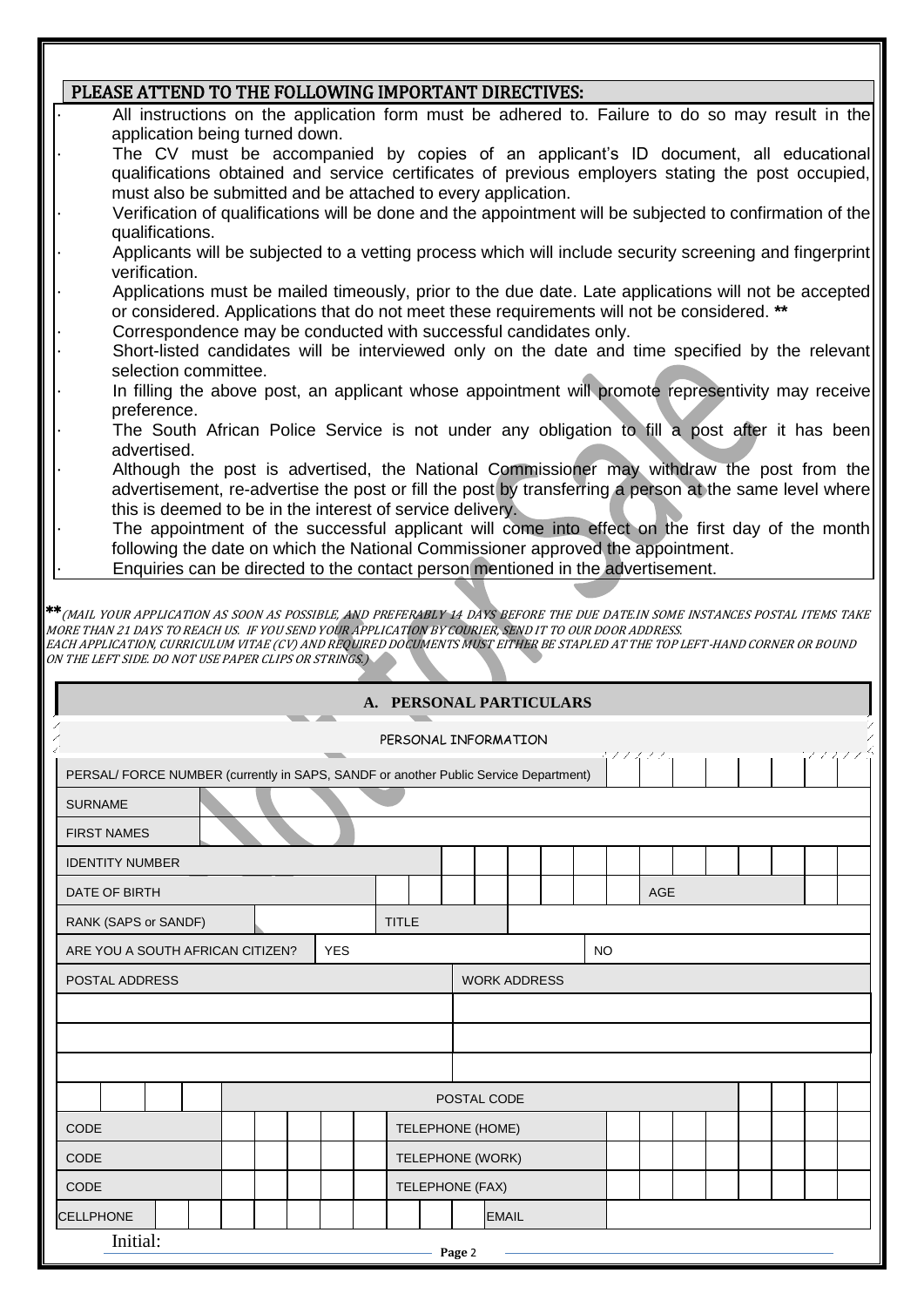## PLEASE ATTEND TO THE FOLLOWING IMPORTANT DIRECTIVES:

- All instructions on the application form must be adhered to. Failure to do so may result in the application being turned down.
- The CV must be accompanied by copies of an applicant's ID document, all educational qualifications obtained and service certificates of previous employers stating the post occupied, must also be submitted and be attached to every application.
- Verification of qualifications will be done and the appointment will be subjected to confirmation of the qualifications.
- Applicants will be subjected to a vetting process which will include security screening and fingerprint verification.
- Applications must be mailed timeously, prior to the due date. Late applications will not be accepted or considered. Applications that do not meet these requirements will not be considered. **
- Correspondence may be conducted with successful candidates only.
- Short-listed candidates will be interviewed only on the date and time specified by the relevant selection committee.
- In filling the above post, an applicant whose appointment will promote representivity may receive preference.
- The South African Police Service is not under any obligation to fill a post after it has been advertised.
- Although the post is advertised, the National Commissioner may withdraw the post from the advertisement, re-advertise the post or fill the post by transferring a person at the same level where this is deemed to be in the interest of service delivery.
- The appointment of the successful applicant will come into effect on the first day of the month following the date on which the National Commissioner approved the appointment.
- Enquiries can be directed to the contact person mentioned in the advertisement.

** *(MAIL YOUR APPLICATION AS SOON AS POSSIBLE, AND PREFERABLY 14 DAYS BEFORE THE DUE DATE.IN SOME INSTANCES POSTAL ITEMS TAKE MORE THAN 21 DAYS TO REACH US. IF YOU SEND YOUR APPLICATION BY COURIER, SEND IT TO OUR DOOR ADDRESS. EACH APPLICATION, CURRICULUM VITAE (CV) AND REQUIRED DOCUMENTS MUST EITHER BE STAPLED AT THE TOP LEFT-HAND CORNER OR BOUND ON THE LEFT SIDE. DO NOT USE PAPER CLIPS OR STRINGS.)*

## A. PERSONAL PARTICULARS

### PERSONAL INFORMATION

| Field | Entry | Field | Entry |
|---|---|---|---|
| PERSAL/ FORCE NUMBER (currently in SAPS, SANDF or another Public Service Department) | | | |
| SURNAME | | | |
| FIRST NAMES | | | |
| IDENTITY NUMBER | | | |
| DATE OF BIRTH | | AGE | |
| RANK (SAPS or SANDF) | | TITLE | |
| ARE YOU A SOUTH AFRICAN CITIZEN? | YES | NO | |
| POSTAL ADDRESS | | WORK ADDRESS | |
| | | | |
| | | | |
| | | | |
| | | POSTAL CODE | |
| CODE | | TELEPHONE (HOME) | |
| CODE | | TELEPHONE (WORK) | |
| CODE | | TELEPHONE (FAX) | |
| CELLPHONE | | EMAIL | |

Initial: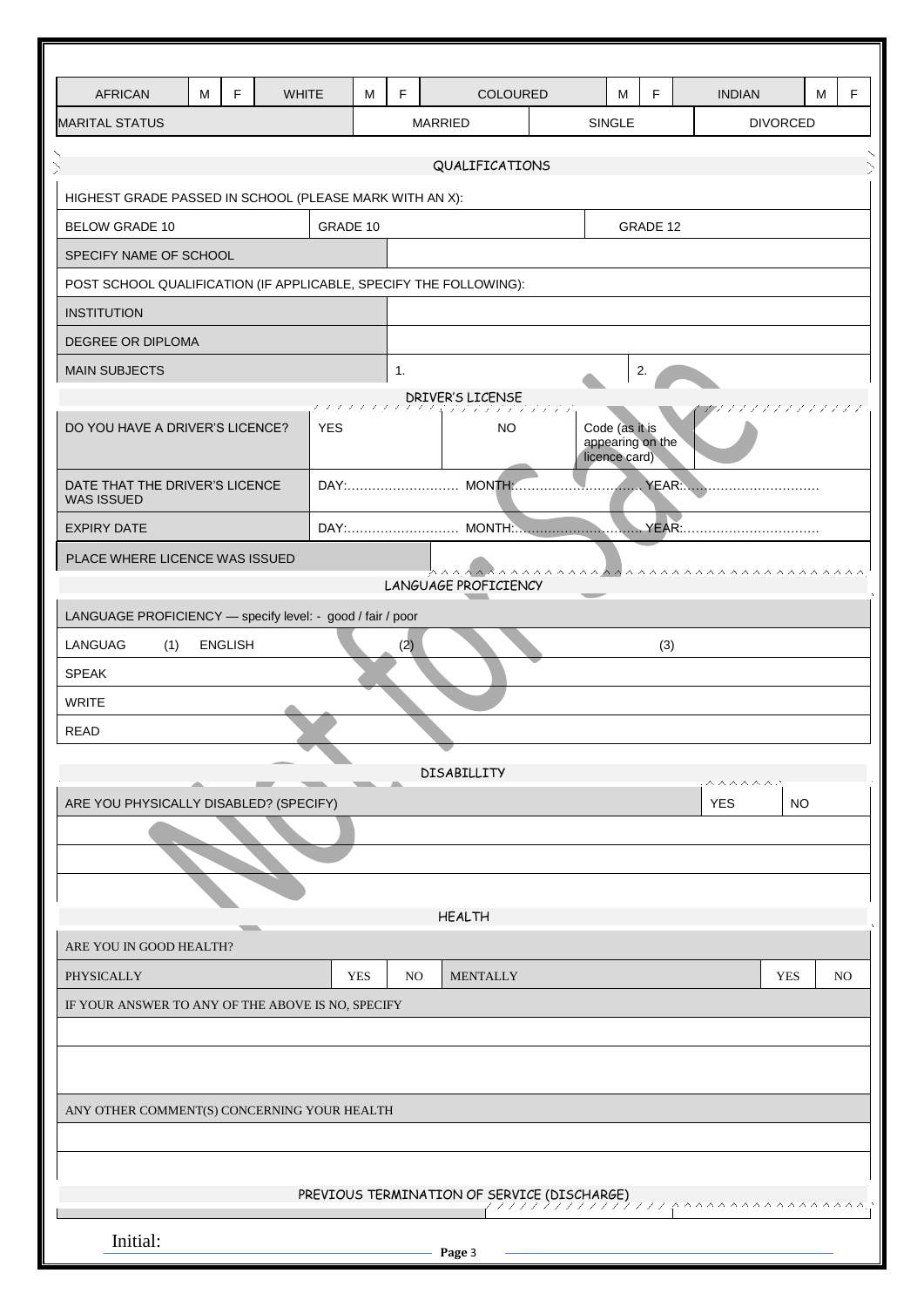| AFRICAN | M | F | WHITE | M | F | COLOURED | M | F | INDIAN | M | F |
|---|---|---|---|---|---|---|---|---|---|---|---|
| MARITAL STATUS | | | | MARRIED | | | SINGLE | | DIVORCED | | |

## QUALIFICATIONS

| HIGHEST GRADE PASSED IN SCHOOL (PLEASE MARK WITH AN X): | | | |
|---|---|---|---|
| BELOW GRADE 10 | GRADE 10 | | GRADE 12 |
| SPECIFY NAME OF SCHOOL | | | |
| POST SCHOOL QUALIFICATION (IF APPLICABLE, SPECIFY THE FOLLOWING): | | | |
| INSTITUTION | | | |
| DEGREE OR DIPLOMA | | | |
| MAIN SUBJECTS | 1. | | 2. |

## DRIVER'S LICENSE

| DO YOU HAVE A DRIVER'S LICENCE? | YES | NO | Code (as it is appearing on the licence card) | |
|---|---|---|---|---|
| DATE THAT THE DRIVER'S LICENCE WAS ISSUED | DAY:……………………… | MONTH:………………………… | YEAR:…………………………… | |
| EXPIRY DATE | DAY:……………………… | MONTH:………………………… | YEAR:…………………………… | |
| PLACE WHERE LICENCE WAS ISSUED | | | | |

## LANGUAGE PROFICIENCY

| LANGUAGE PROFICIENCY — specify level: - good / fair / poor | | |
|---|---|---|
| LANGUAG (1) ENGLISH | (2) | (3) |
| SPEAK | | |
| WRITE | | |
| READ | | |

## DISABILLITY

| ARE YOU PHYSICALLY DISABLED? (SPECIFY) | YES | NO |
|---|---|---|
| | | |
| | | |
| | | |

## HEALTH

| ARE YOU IN GOOD HEALTH? | | | | | |
|---|---|---|---|---|---|
| PHYSICALLY | YES | NO | MENTALLY | YES | NO |
| IF YOUR ANSWER TO ANY OF THE ABOVE IS NO, SPECIFY | | | | | |
| | | | | | |
| | | | | | |
| ANY OTHER COMMENT(S) CONCERNING YOUR HEALTH | | | | | |
| | | | | | |
| | | | | | |

## PREVIOUS TERMINATION OF SERVICE (DISCHARGE)

Initial: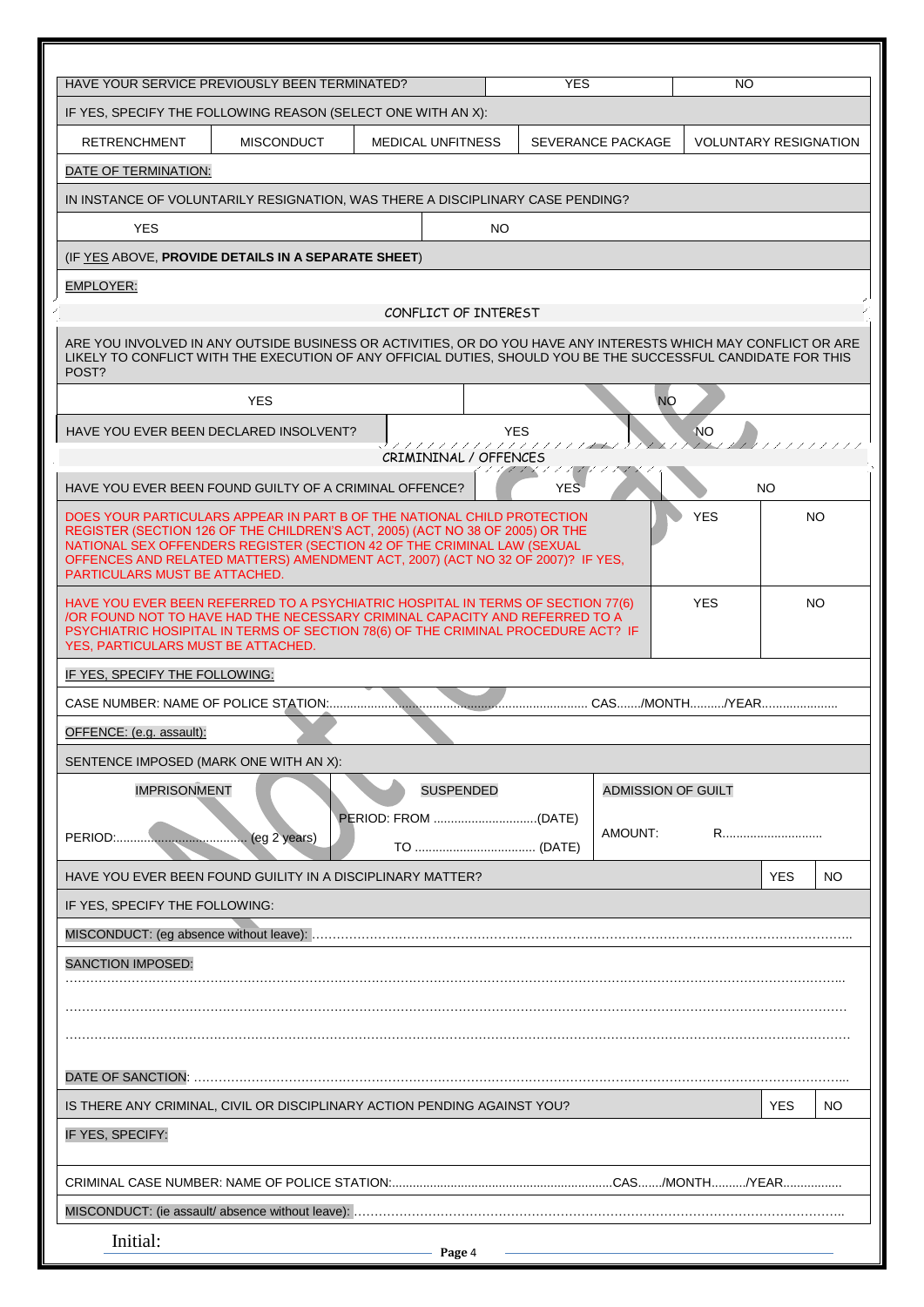| HAVE YOUR SERVICE PREVIOUSLY BEEN TERMINATED? | YES | NO |
|---|---|---|

IF YES, SPECIFY THE FOLLOWING REASON (SELECT ONE WITH AN X):

| RETRENCHMENT | MISCONDUCT | MEDICAL UNFITNESS | SEVERANCE PACKAGE | VOLUNTARY RESIGNATION |
|---|---|---|---|---|

DATE OF TERMINATION:

IN INSTANCE OF VOLUNTARILY RESIGNATION, WAS THERE A DISCIPLINARY CASE PENDING?

| YES | NO |
|---|---|

(IF YES ABOVE, **PROVIDE DETAILS IN A SEPARATE SHEET**)

EMPLOYER:

## CONFLICT OF INTEREST

ARE YOU INVOLVED IN ANY OUTSIDE BUSINESS OR ACTIVITIES, OR DO YOU HAVE ANY INTERESTS WHICH MAY CONFLICT OR ARE LIKELY TO CONFLICT WITH THE EXECUTION OF ANY OFFICIAL DUTIES, SHOULD YOU BE THE SUCCESSFUL CANDIDATE FOR THIS POST?

| YES | NO |
|---|---|

| HAVE YOU EVER BEEN DECLARED INSOLVENT? | YES | NO |
|---|---|---|

## CRIMINAL / OFFENCES

| HAVE YOU EVER BEEN FOUND GUILTY OF A CRIMINAL OFFENCE? | YES | NO |
|---|---|---|
| DOES YOUR PARTICULARS APPEAR IN PART B OF THE NATIONAL CHILD PROTECTION REGISTER (SECTION 126 OF THE CHILDREN'S ACT, 2005) (ACT NO 38 OF 2005) OR THE NATIONAL SEX OFFENDERS REGISTER (SECTION 42 OF THE CRIMINAL LAW (SEXUAL OFFENCES AND RELATED MATTERS) AMENDMENT ACT, 2007) (ACT NO 32 OF 2007)? IF YES, PARTICULARS MUST BE ATTACHED. | YES | NO |
| HAVE YOU EVER BEEN REFERRED TO A PSYCHIATRIC HOSPITAL IN TERMS OF SECTION 77(6) /OR FOUND NOT TO HAVE HAD THE NECESSARY CRIMINAL CAPACITY AND REFERRED TO A PSYCHIATRIC HOSIPITAL IN TERMS OF SECTION 78(6) OF THE CRIMINAL PROCEDURE ACT? IF YES, PARTICULARS MUST BE ATTACHED. | YES | NO |

IF YES, SPECIFY THE FOLLOWING:

CASE NUMBER: NAME OF POLICE STATION:........................................................................... CAS......./MONTH........../YEAR......................

OFFENCE: (e.g. assault):

SENTENCE IMPOSED (MARK ONE WITH AN X):

| IMPRISONMENT | SUSPENDED | ADMISSION OF GUILT |
|---|---|---|
| PERIOD:..................................... (eg 2 years) | PERIOD: FROM ..............................(DATE) TO .................................... (DATE) | AMOUNT: R............................. |

| HAVE YOU EVER BEEN FOUND GUILITY IN A DISCIPLINARY MATTER? | YES | NO |
|---|---|---|

IF YES, SPECIFY THE FOLLOWING:

MISCONDUCT: (eg absence without leave): .......................................................................................................................

SANCTION IMPOSED:

.......................................................................................................................................................................

.......................................................................................................................................................................

.......................................................................................................................................................................

DATE OF SANCTION: .......................................................................................................................................

| IS THERE ANY CRIMINAL, CIVIL OR DISCIPLINARY ACTION PENDING AGAINST YOU? | YES | NO |
|---|---|---|

IF YES, SPECIFY:

CRIMINAL CASE NUMBER: NAME OF POLICE STATION:...............................................................CAS......./MONTH........../YEAR.................

MISCONDUCT: (ie assault/ absence without leave): ......................................................................................................

Initial: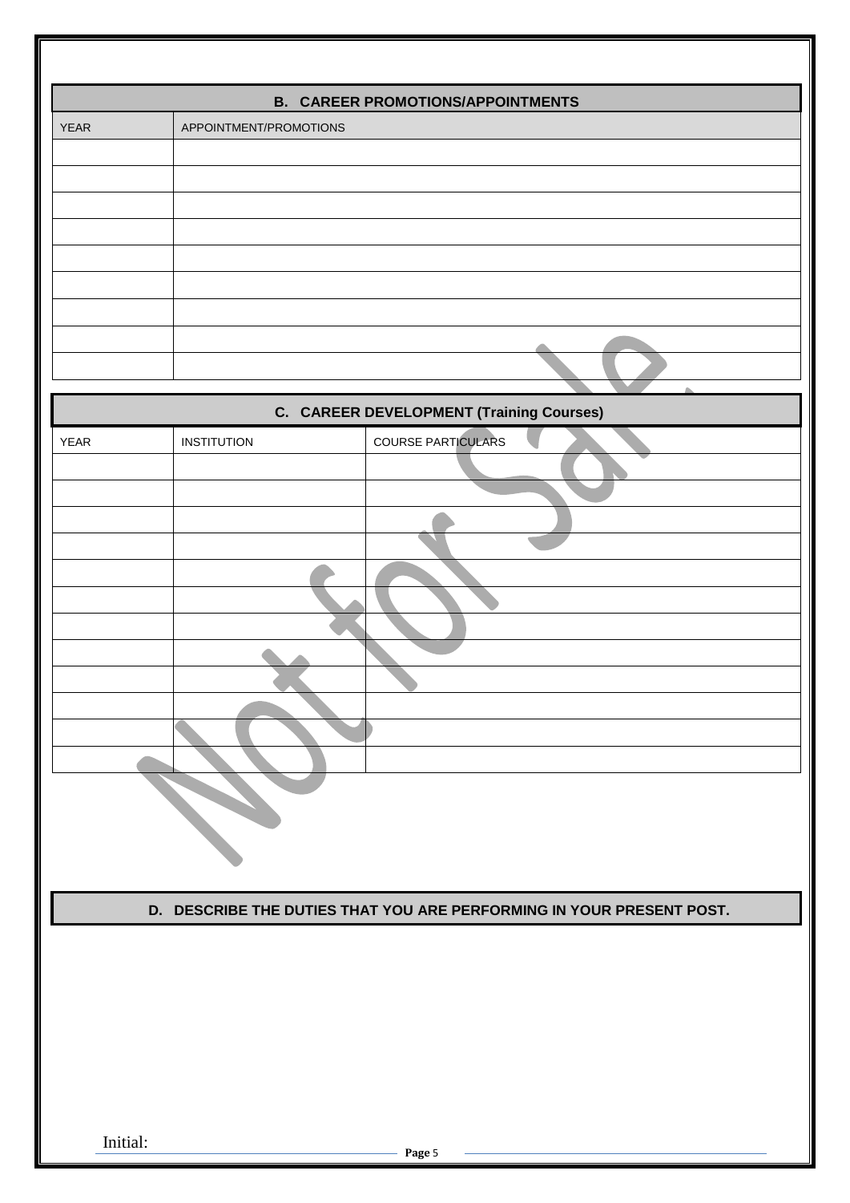## B. CAREER PROMOTIONS/APPOINTMENTS

| YEAR | APPOINTMENT/PROMOTIONS |
|---|---|
| | |
| | |
| | |
| | |
| | |
| | |
| | |
| | |
| | |

## C. CAREER DEVELOPMENT (Training Courses)

| YEAR | INSTITUTION | COURSE PARTICULARS |
|---|---|---|
| | | |
| | | |
| | | |
| | | |
| | | |
| | | |
| | | |
| | | |
| | | |
| | | |
| | | |
| | | |

Not for Sale

## D. DESCRIBE THE DUTIES THAT YOU ARE PERFORMING IN YOUR PRESENT POST.

Initial: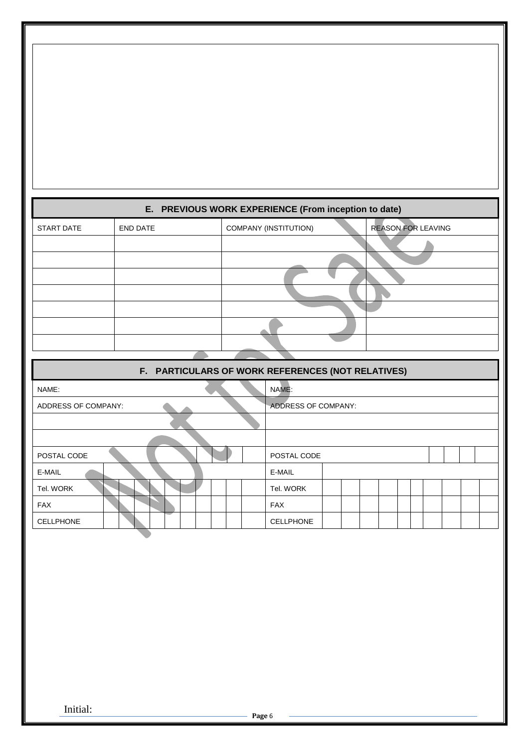## E. PREVIOUS WORK EXPERIENCE (From inception to date)

| START DATE | END DATE | COMPANY (INSTITUTION) | REASON FOR LEAVING |
|---|---|---|---|
| | | | |
| | | | |
| | | | |
| | | | |
| | | | |
| | | | |
| | | | |

## F. PARTICULARS OF WORK REFERENCES (NOT RELATIVES)

| | |
|---|---|
| NAME: | NAME: |
| ADDRESS OF COMPANY: | ADDRESS OF COMPANY: |
| | |
| | |
| POSTAL CODE | POSTAL CODE |
| E-MAIL | E-MAIL |
| Tel. WORK | Tel. WORK |
| FAX | FAX |
| CELLPHONE | CELLPHONE |

Initial: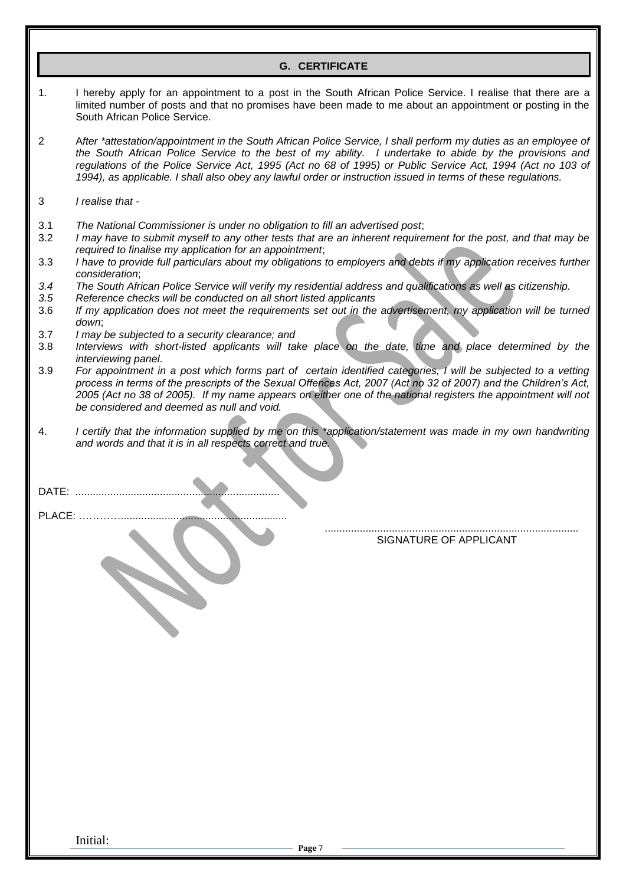## G. CERTIFICATE

1. I hereby apply for an appointment to a post in the South African Police Service. I realise that there are a limited number of posts and that no promises have been made to me about an appointment or posting in the South African Police Service.

2 A*fter *attestation/appointment in the South African Police Service, I shall perform my duties as an employee of the South African Police Service to the best of my ability. I undertake to abide by the provisions and regulations of the Police Service Act, 1995 (Act no 68 of 1995) or Public Service Act, 1994 (Act no 103 of 1994), as applicable. I shall also obey any lawful order or instruction issued in terms of these regulations.*

3 *I realise that -*

3.1 *The National Commissioner is under no obligation to fill an advertised post*;
3.2 *I may have to submit myself to any other tests that are an inherent requirement for the post, and that may be required to finalise my application for an appointment*;
3.3 *I have to provide full particulars about my obligations to employers and debts if my application receives further consideration*;
*3.4 The South African Police Service will verify my residential address and qualifications as well as citizenship.*
*3.5 Reference checks will be conducted on all short listed applicants*
3.6 *If my application does not meet the requirements set out in the advertisement, my application will be turned down*;
3.7 *I may be subjected to a security clearance; and*
3.8 *Interviews with short-listed applicants will take place on the date, time and place determined by the interviewing panel*.
3.9 *For appointment in a post which forms part of certain identified categories, I will be subjected to a vetting process in terms of the prescripts of the Sexual Offences Act, 2007 (Act no 32 of 2007) and the Children's Act, 2005 (Act no 38 of 2005). If my name appears on either one of the national registers the appointment will not be considered and deemed as null and void.*

4. *I certify that the information supplied by me on this *application/statement was made in my own handwriting and words and that it is in all respects correct and true.*

DATE: ......................................................................

PLACE: ………..........................................................

.......................................................................................
SIGNATURE OF APPLICANT

Initial: